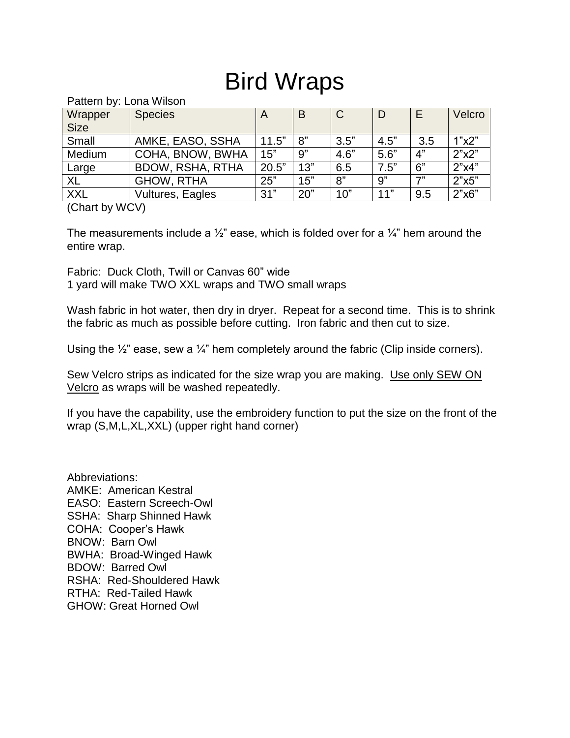# Bird Wraps

Pattern by: Lona Wilson

| Wrapper Size | Species | A | B | C | D | E | Velcro |
| --- | --- | --- | --- | --- | --- | --- | --- |
| Small | AMKE, EASO, SSHA | 11.5” | 8” | 3.5” | 4.5” | 3.5 | 1”x2” |
| Medium | COHA, BNOW, BWHA | 15” | 9” | 4.6” | 5.6” | 4” | 2”x2” |
| Large | BDOW, RSHA, RTHA | 20.5” | 13” | 6.5 | 7.5” | 6” | 2”x4” |
| XL | GHOW, RTHA | 25” | 15” | 8” | 9” | 7” | 2”x5” |
| XXL | Vultures, Eagles | 31” | 20” | 10” | 11” | 9.5 | 2”x6” |

(Chart by WCV)

The measurements include a ½” ease, which is folded over for a ¼” hem around the entire wrap.

Fabric: Duck Cloth, Twill or Canvas 60” wide
1 yard will make TWO XXL wraps and TWO small wraps

Wash fabric in hot water, then dry in dryer. Repeat for a second time. This is to shrink the fabric as much as possible before cutting. Iron fabric and then cut to size.

Using the ½” ease, sew a ¼” hem completely around the fabric (Clip inside corners).

Sew Velcro strips as indicated for the size wrap you are making. <u>Use only SEW ON Velcro</u> as wraps will be washed repeatedly.

If you have the capability, use the embroidery function to put the size on the front of the wrap (S,M,L,XL,XXL) (upper right hand corner)

Abbreviations:
AMKE: American Kestral
EASO: Eastern Screech-Owl
SSHA: Sharp Shinned Hawk
COHA: Cooper’s Hawk
BNOW: Barn Owl
BWHA: Broad-Winged Hawk
BDOW: Barred Owl
RSHA: Red-Shouldered Hawk
RTHA: Red-Tailed Hawk
GHOW: Great Horned Owl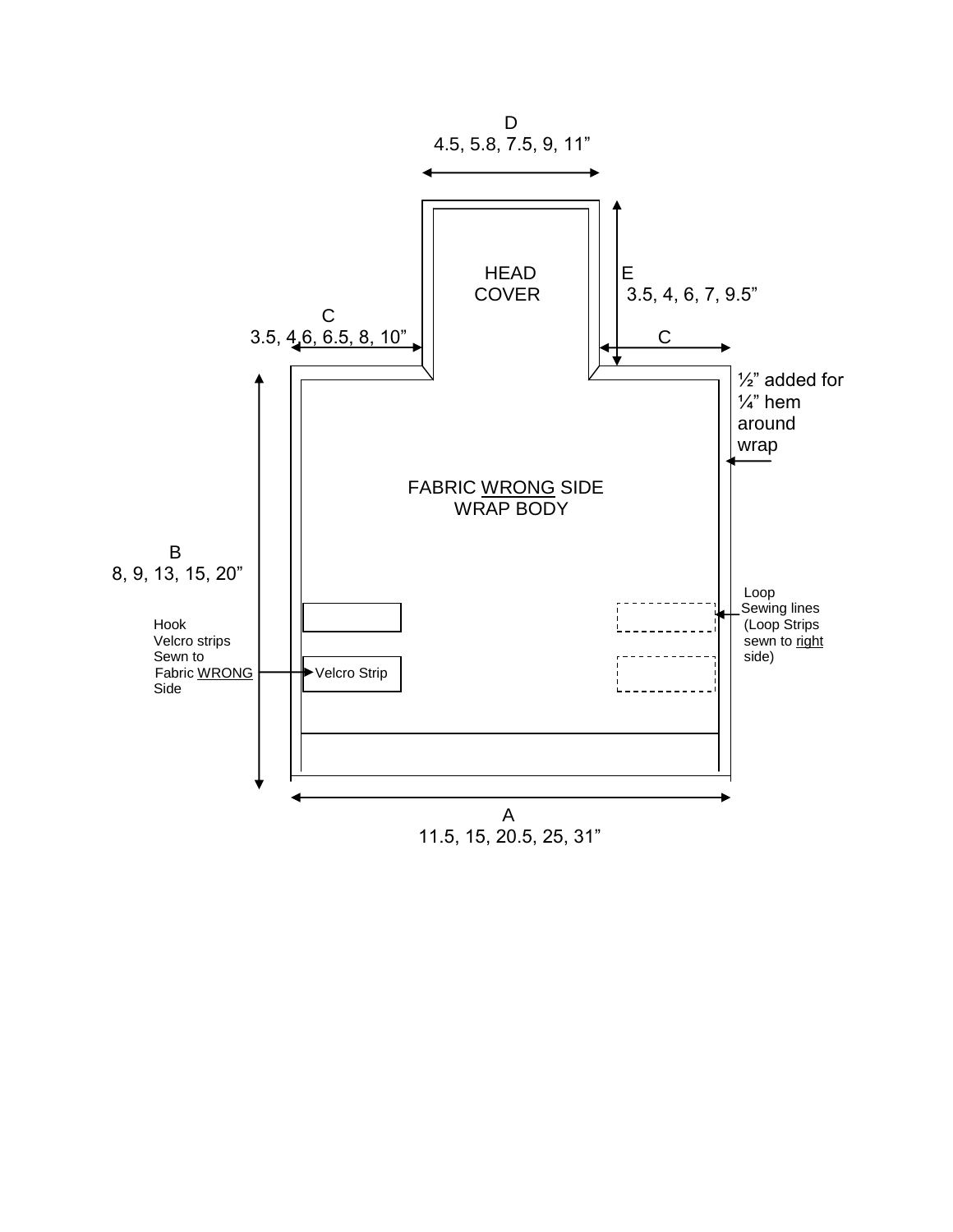D
4.5, 5.8, 7.5, 9, 11"

HEAD
COVER

E
3.5, 4, 6, 7, 9.5"

C
3.5, 4,6, 6.5, 8, 10"

C

½" added for ¼" hem around wrap

FABRIC WRONG SIDE
WRAP BODY

B
8, 9, 13, 15, 20"

Loop
Sewing lines
(Loop Strips sewn to right side)

Hook
Velcro strips
Sewn to
Fabric WRONG
Side

Velcro Strip

A
11.5, 15, 20.5, 25, 31"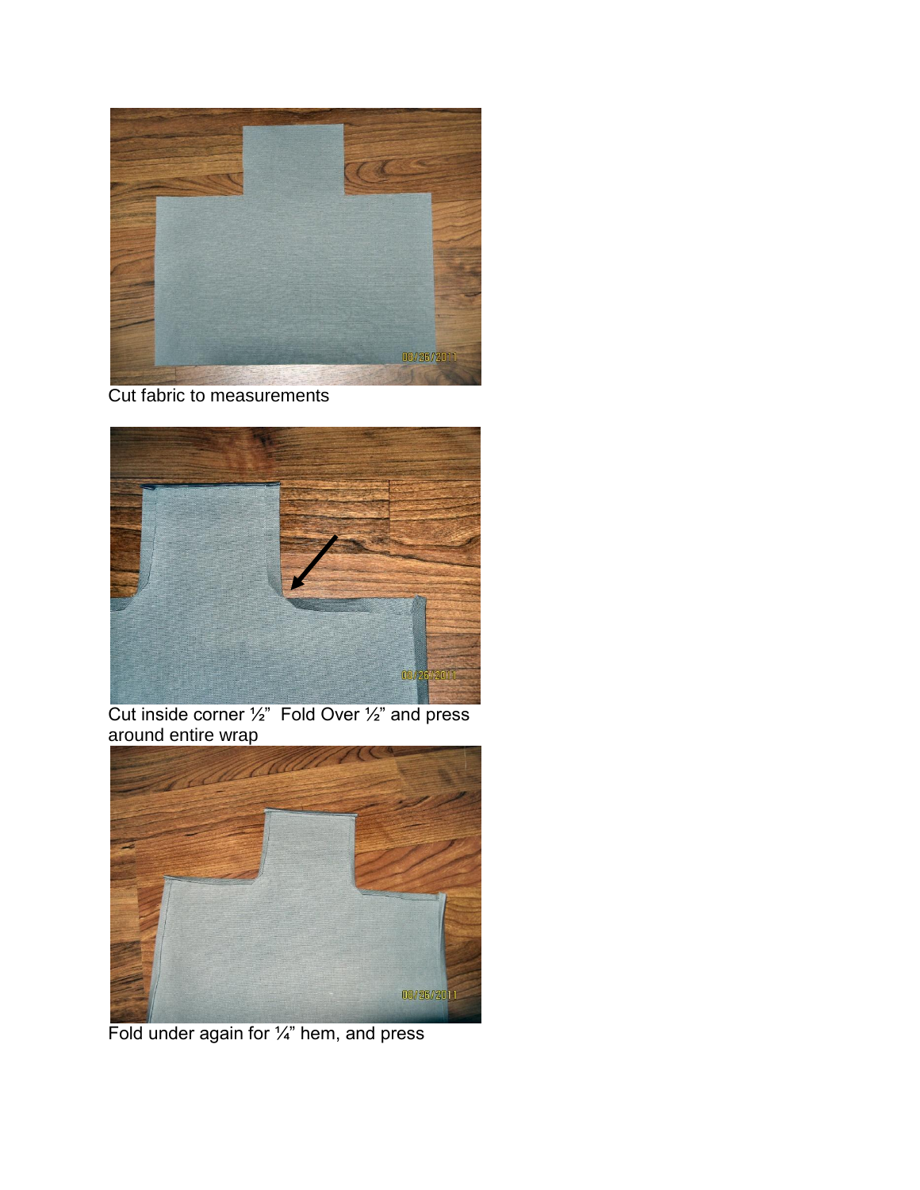Cut fabric to measurements

Cut inside corner ½" Fold Over ½" and press around entire wrap

Fold under again for ¼" hem, and press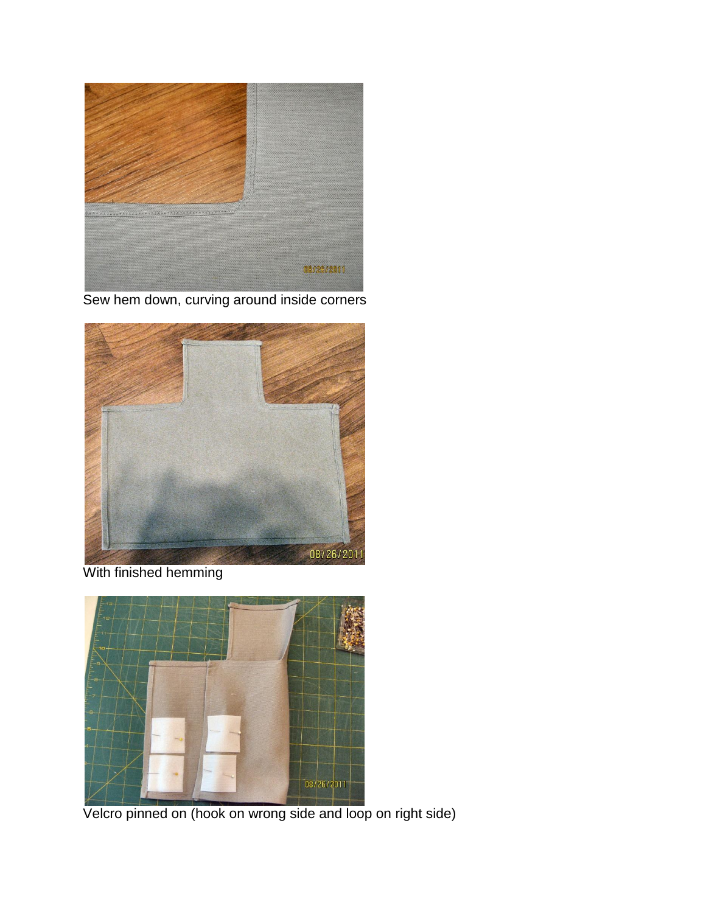Sew hem down, curving around inside corners

With finished hemming

Velcro pinned on (hook on wrong side and loop on right side)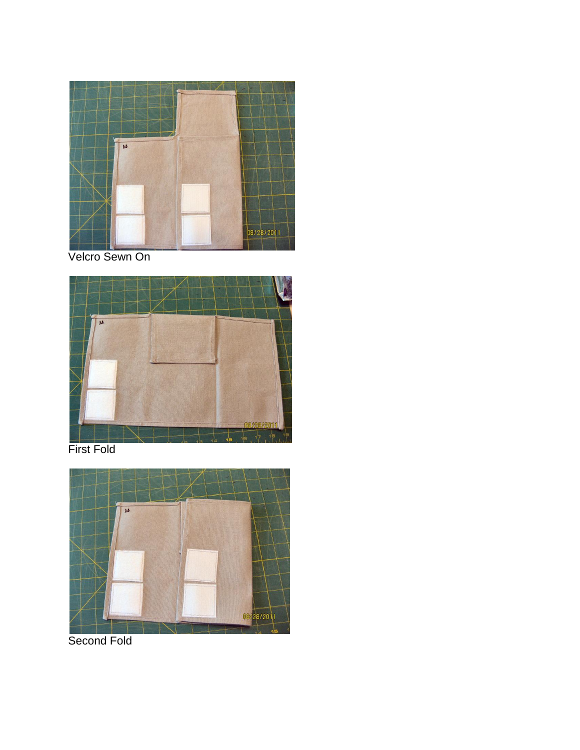Velcro Sewn On

First Fold

Second Fold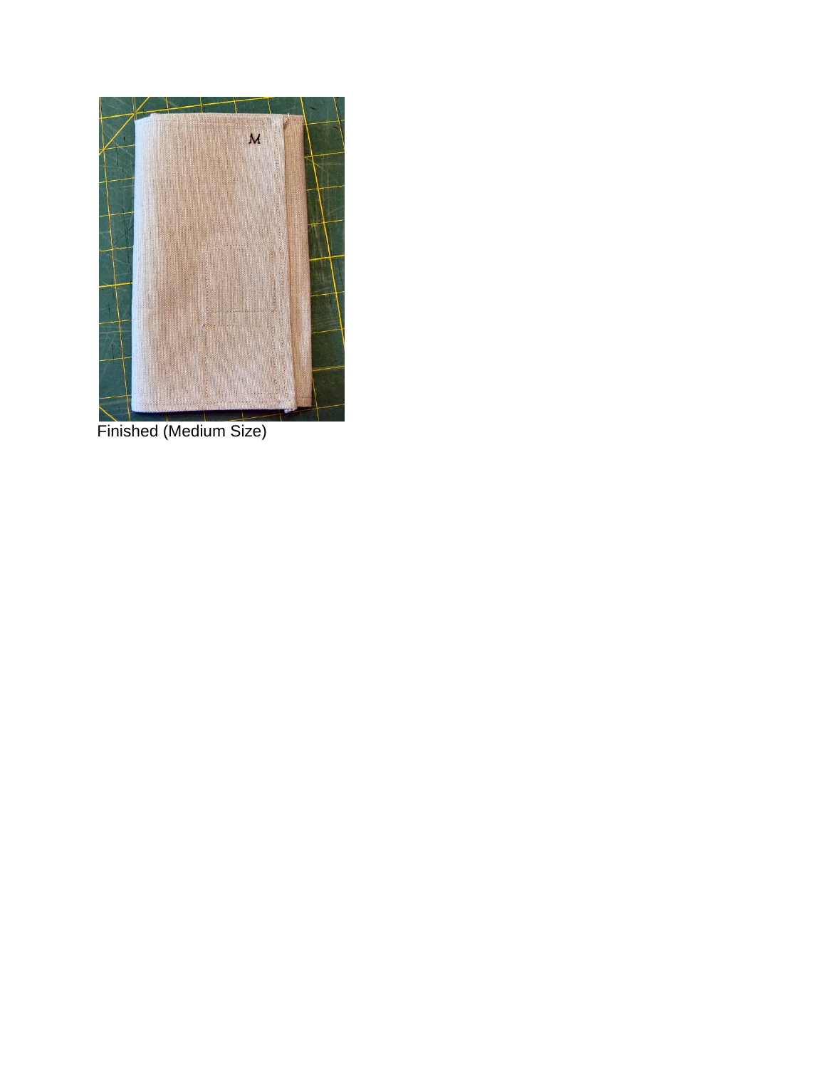Finished (Medium Size)